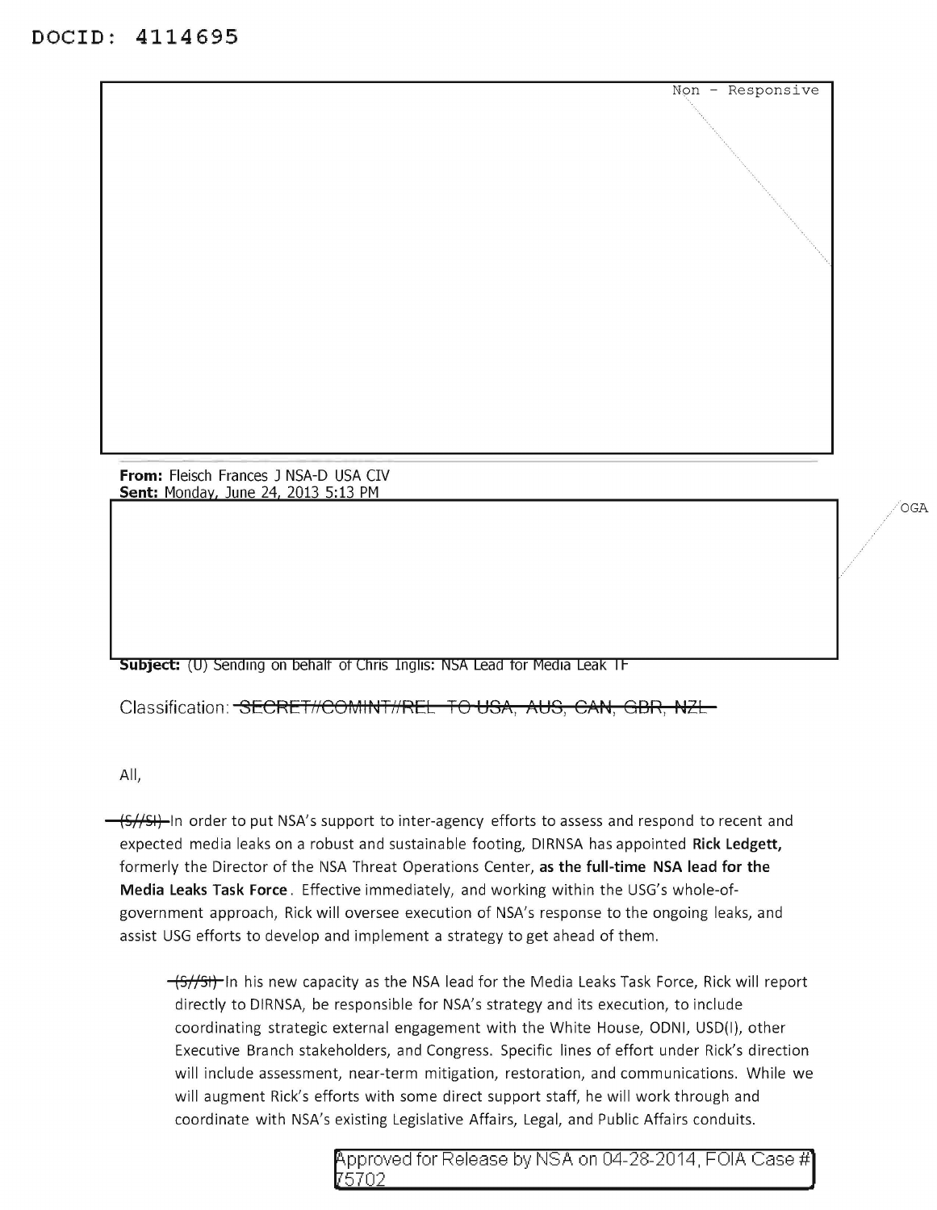DOCID: 4114695

Non - Responsive

**From:** Fleisch Frances J NSA-D USA CIV
**Sent:** Monday, June 24, 2013 5:13 PM

OGA

**Subject:** (U) Sending on behalf of Chris Inglis: NSA Lead for Media Leak TF

Classification: ~~SECRET//COMINT//REL TO USA, AUS, CAN, GBR, NZL~~

All,

~~(S//SI)~~ In order to put NSA's support to inter-agency efforts to assess and respond to recent and expected media leaks on a robust and sustainable footing, DIRNSA has appointed **Rick Ledgett,** formerly the Director of the NSA Threat Operations Center, **as the full-time NSA lead for the Media Leaks Task Force**. Effective immediately, and working within the USG's whole-of-government approach, Rick will oversee execution of NSA's response to the ongoing leaks, and assist USG efforts to develop and implement a strategy to get ahead of them.

> ~~(S//SI)~~ In his new capacity as the NSA lead for the Media Leaks Task Force, Rick will report directly to DIRNSA, be responsible for NSA's strategy and its execution, to include coordinating strategic external engagement with the White House, ODNI, USD(I), other Executive Branch stakeholders, and Congress. Specific lines of effort under Rick's direction will include assessment, near-term mitigation, restoration, and communications. While we will augment Rick's efforts with some direct support staff, he will work through and coordinate with NSA's existing Legislative Affairs, Legal, and Public Affairs conduits.

Approved for Release by NSA on 04-28-2014, FOIA Case # 75702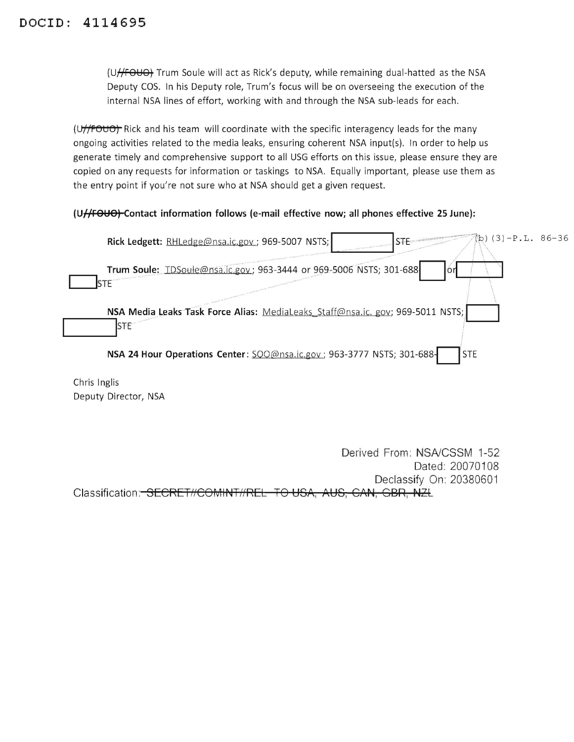DOCID: 4114695

(U//~~FOUO~~) Trum Soule will act as Rick's deputy, while remaining dual-hatted as the NSA Deputy COS. In his Deputy role, Trum's focus will be on overseeing the execution of the internal NSA lines of effort, working with and through the NSA sub-leads for each.

(U//~~FOUO~~) Rick and his team will coordinate with the specific interagency leads for the many ongoing activities related to the media leaks, ensuring coherent NSA input(s). In order to help us generate timely and comprehensive support to all USG efforts on this issue, please ensure they are copied on any requests for information or taskings to NSA. Equally important, please use them as the entry point if you're not sure who at NSA should get a given request.

**(U//~~FOUO~~) Contact information follows (e-mail effective now; all phones effective 25 June):**

**Rick Ledgett:** RHLedge@nsa.ic.gov ; 969-5007 NSTS; [redacted] STE

(b)(3)-P.L. 86-36

**Trum Soule:** TDSoule@nsa.ic.gov ; 963-3444 or 969-5006 NSTS; 301-688[redacted] or [redacted] [redacted] STE

**NSA Media Leaks Task Force Alias:** MediaLeaks_Staff@nsa.ic. gov; 969-5011 NSTS; [redacted] [redacted] STE

**NSA 24 Hour Operations Center**: SOO@nsa.ic.gov ; 963-3777 NSTS; 301-688-[redacted] STE

Chris Inglis
Deputy Director, NSA

Derived From: NSA/CSSM 1-52
Dated: 20070108
Declassify On: 20380601
Classification: ~~SECRET//COMINT//REL TO USA, AUS, CAN, GBR, NZL~~